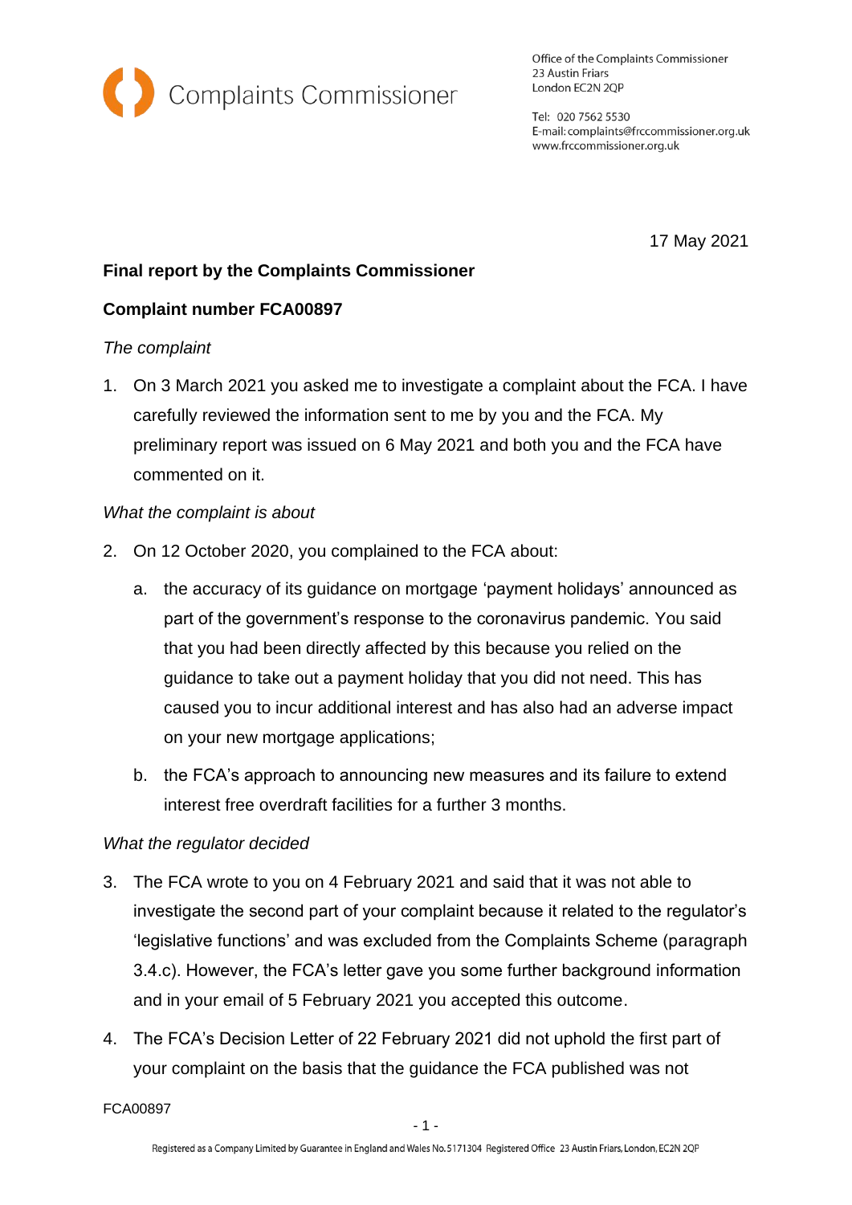Complaints Commissioner

Office of the Complaints Commissioner
23 Austin Friars
London EC2N 2QP

Tel: 020 7562 5530
E-mail: complaints@frccommissioner.org.uk
www.frccommissioner.org.uk

17 May 2021

**Final report by the Complaints Commissioner**

**Complaint number FCA00897**

*The complaint*

1. On 3 March 2021 you asked me to investigate a complaint about the FCA. I have carefully reviewed the information sent to me by you and the FCA. My preliminary report was issued on 6 May 2021 and both you and the FCA have commented on it.

*What the complaint is about*

2. On 12 October 2020, you complained to the FCA about:

   a. the accuracy of its guidance on mortgage 'payment holidays' announced as part of the government's response to the coronavirus pandemic. You said that you had been directly affected by this because you relied on the guidance to take out a payment holiday that you did not need. This has caused you to incur additional interest and has also had an adverse impact on your new mortgage applications;

   b. the FCA's approach to announcing new measures and its failure to extend interest free overdraft facilities for a further 3 months.

*What the regulator decided*

3. The FCA wrote to you on 4 February 2021 and said that it was not able to investigate the second part of your complaint because it related to the regulator's 'legislative functions' and was excluded from the Complaints Scheme (paragraph 3.4.c). However, the FCA's letter gave you some further background information and in your email of 5 February 2021 you accepted this outcome.

4. The FCA's Decision Letter of 22 February 2021 did not uphold the first part of your complaint on the basis that the guidance the FCA published was not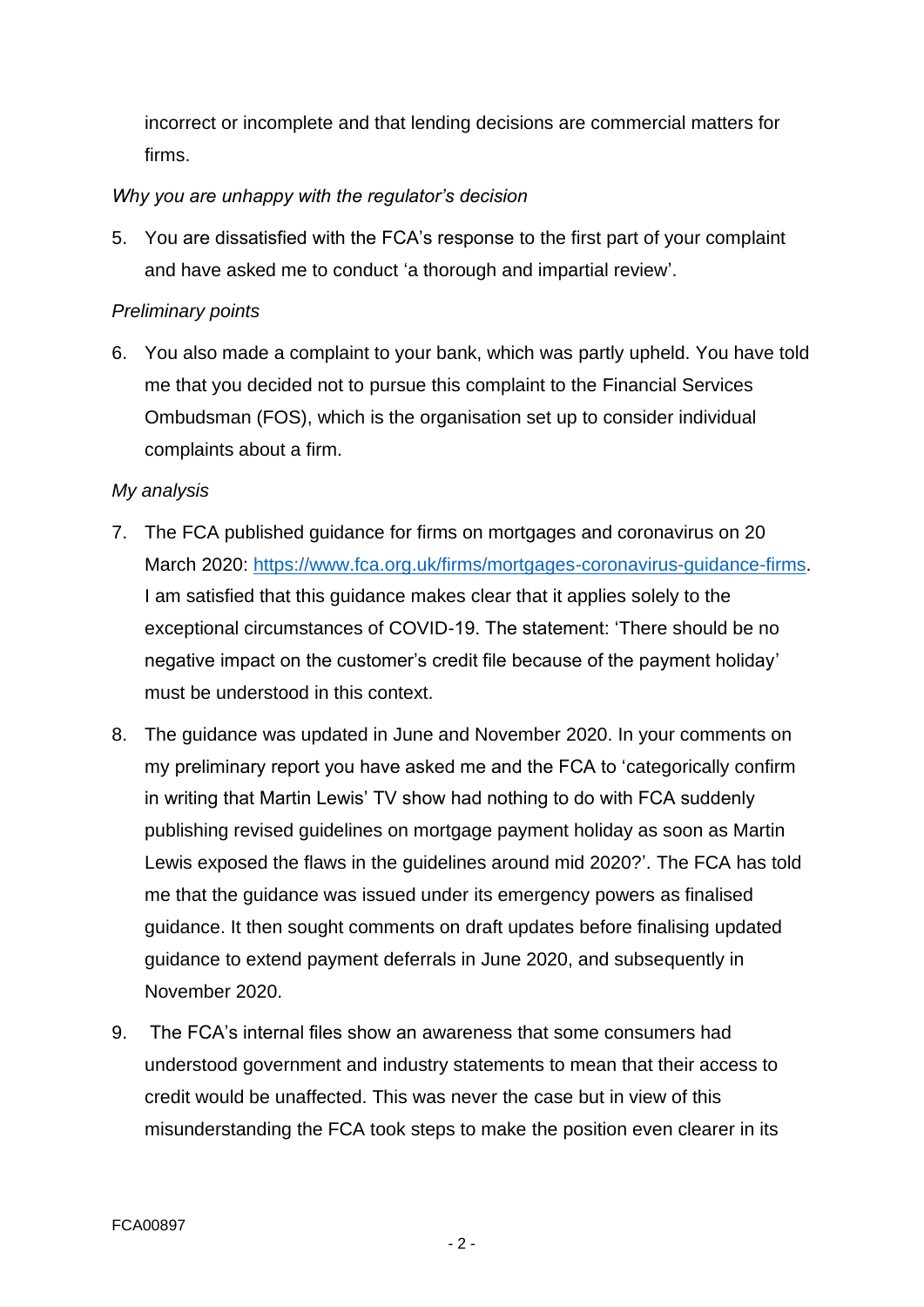incorrect or incomplete and that lending decisions are commercial matters for firms.

*Why you are unhappy with the regulator's decision*

5. You are dissatisfied with the FCA's response to the first part of your complaint and have asked me to conduct 'a thorough and impartial review'.

*Preliminary points*

6. You also made a complaint to your bank, which was partly upheld. You have told me that you decided not to pursue this complaint to the Financial Services Ombudsman (FOS), which is the organisation set up to consider individual complaints about a firm.

*My analysis*

7. The FCA published guidance for firms on mortgages and coronavirus on 20 March 2020: https://www.fca.org.uk/firms/mortgages-coronavirus-guidance-firms. I am satisfied that this guidance makes clear that it applies solely to the exceptional circumstances of COVID-19. The statement: 'There should be no negative impact on the customer's credit file because of the payment holiday' must be understood in this context.

8. The guidance was updated in June and November 2020. In your comments on my preliminary report you have asked me and the FCA to 'categorically confirm in writing that Martin Lewis' TV show had nothing to do with FCA suddenly publishing revised guidelines on mortgage payment holiday as soon as Martin Lewis exposed the flaws in the guidelines around mid 2020?'. The FCA has told me that the guidance was issued under its emergency powers as finalised guidance. It then sought comments on draft updates before finalising updated guidance to extend payment deferrals in June 2020, and subsequently in November 2020.

9. The FCA's internal files show an awareness that some consumers had understood government and industry statements to mean that their access to credit would be unaffected. This was never the case but in view of this misunderstanding the FCA took steps to make the position even clearer in its

FCA00897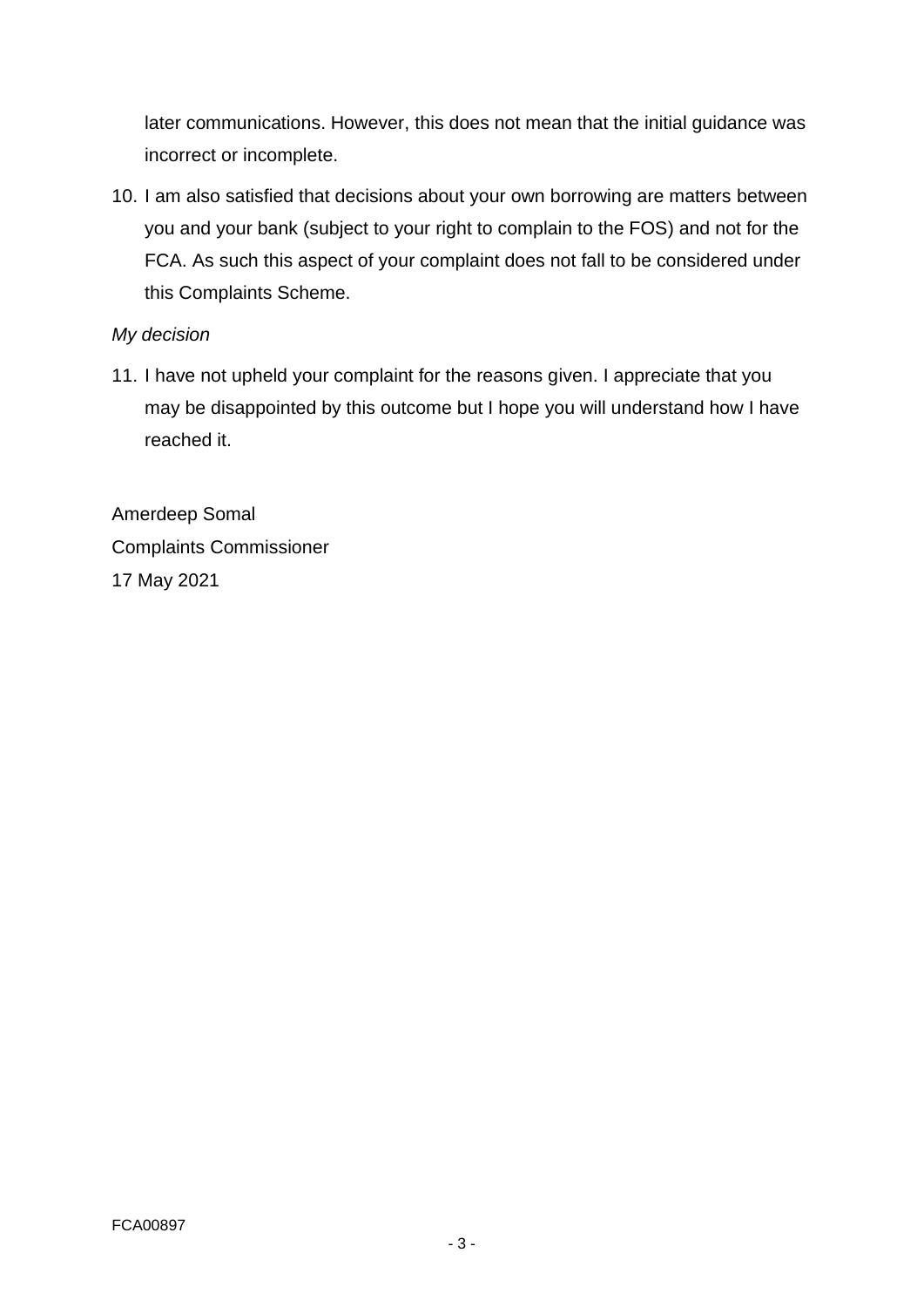later communications. However, this does not mean that the initial guidance was incorrect or incomplete.

10. I am also satisfied that decisions about your own borrowing are matters between you and your bank (subject to your right to complain to the FOS) and not for the FCA. As such this aspect of your complaint does not fall to be considered under this Complaints Scheme.

*My decision*

11. I have not upheld your complaint for the reasons given. I appreciate that you may be disappointed by this outcome but I hope you will understand how I have reached it.

Amerdeep Somal
Complaints Commissioner
17 May 2021

FCA00897